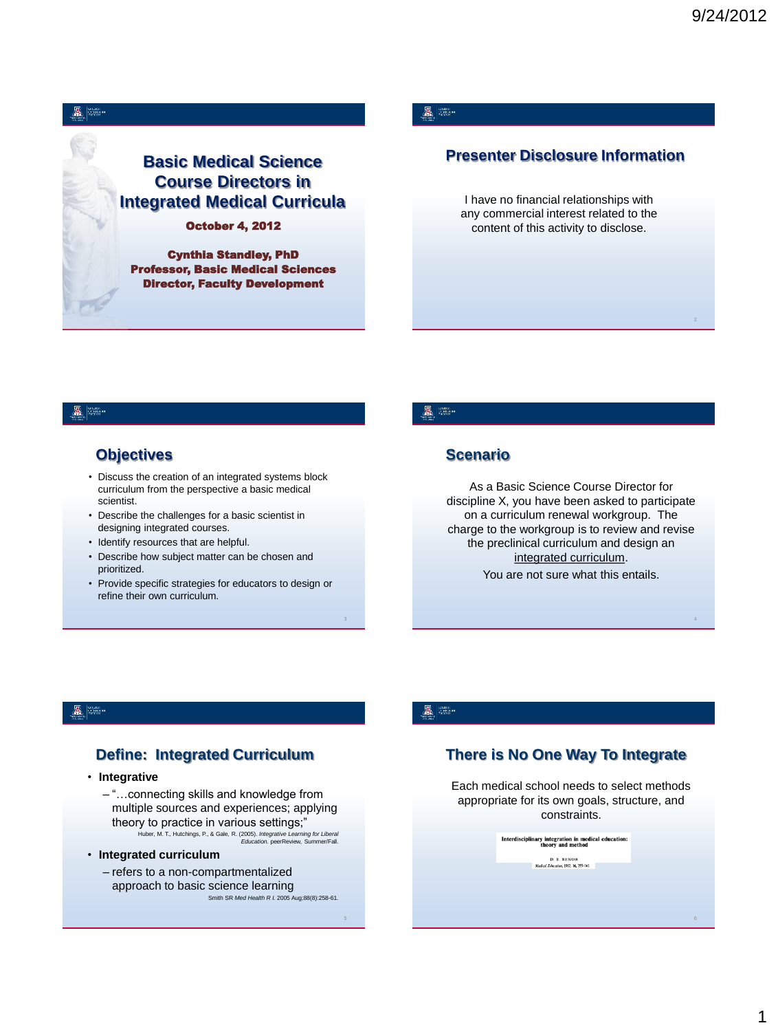# Basic Medical Science Course Directors in Integrated Medical Curricula

**October 4, 2012**

**Cynthia Standley, PhD**
**Professor, Basic Medical Sciences**
**Director, Faculty Development**

## Presenter Disclosure Information

I have no financial relationships with any commercial interest related to the content of this activity to disclose.

## Objectives

- Discuss the creation of an integrated systems block curriculum from the perspective a basic medical scientist.
- Describe the challenges for a basic scientist in designing integrated courses.
- Identify resources that are helpful.
- Describe how subject matter can be chosen and prioritized.
- Provide specific strategies for educators to design or refine their own curriculum.

## Scenario

As a Basic Science Course Director for discipline X, you have been asked to participate on a curriculum renewal workgroup. The charge to the workgroup is to review and revise the preclinical curriculum and design an integrated curriculum.

You are not sure what this entails.

## Define: Integrated Curriculum

- **Integrative**
  - "…connecting skills and knowledge from multiple sources and experiences; applying theory to practice in various settings;"
    Huber, M. T., Hutchings, P., & Gale, R. (2005). *Integrative Learning for Liberal Education.* peerReview, Summer/Fall.
- **Integrated curriculum**
  - refers to a non-compartmentalized approach to basic science learning
    Smith SR *Med Health R I.* 2005 Aug;88(8):258-61.

## There is No One Way To Integrate

Each medical school needs to select methods appropriate for its own goals, structure, and constraints.

Interdisciplinary integration in medical education: theory and method
D. E. BENOR
*Medical Education*, 1982, 16, 355-361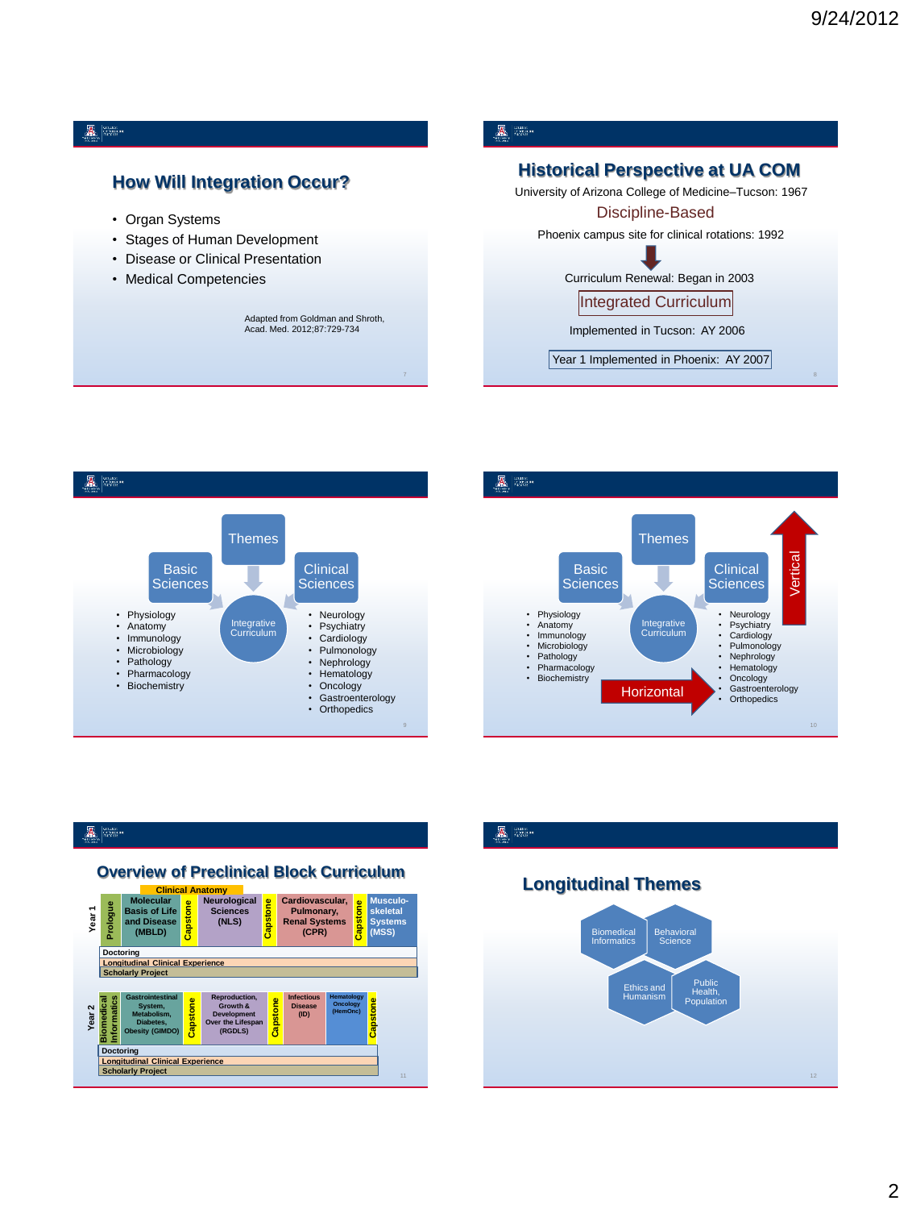## How Will Integration Occur?

- Organ Systems
- Stages of Human Development
- Disease or Clinical Presentation
- Medical Competencies

Adapted from Goldman and Shroth, Acad. Med. 2012;87:729-734

## Historical Perspective at UA COM

University of Arizona College of Medicine–Tucson: 1967

Discipline-Based

Phoenix campus site for clinical rotations: 1992

Curriculum Renewal: Began in 2003

Integrated Curriculum

Implemented in Tucson: AY 2006

Year 1 Implemented in Phoenix: AY 2007

Themes

Basic Sciences

Clinical Sciences

Integrative Curriculum

- Physiology
- Anatomy
- Immunology
- Microbiology
- Pathology
- Pharmacology
- Biochemistry

- Neurology
- Psychiatry
- Cardiology
- Pulmonology
- Nephrology
- Hematology
- Oncology
- Gastroenterology
- Orthopedics

Themes

Basic Sciences

Clinical Sciences

Integrative Curriculum

Vertical

Horizontal

- Physiology
- Anatomy
- Immunology
- Microbiology
- Pathology
- Pharmacology
- Biochemistry

- Neurology
- Psychiatry
- Cardiology
- Pulmonology
- Nephrology
- Hematology
- Oncology
- Gastroenterology
- Orthopedics

## Overview of Preclinical Block Curriculum

Year 1

Clinical Anatomy

| Prologue | Molecular Basis of Life and Disease (MBLD) | Capstone | Neurological Sciences (NLS) | Capstone | Cardiovascular, Pulmonary, Renal Systems (CPR) | Capstone | Musculo-skeletal Systems (MSS) |
|---|---|---|---|---|---|---|---|

Doctoring

Longitudinal Clinical Experience

Scholarly Project

Year 2

| Biomedical Informatics | Gastrointestinal System, Metabolism, Diabetes, Obesity (GIMDO) | Capstone | Reproduction, Growth & Development Over the Lifespan (RGDLS) | Capstone | Infectious Disease (ID) | Hematology Oncology (HemOnc) | Capstone |
|---|---|---|---|---|---|---|---|

Doctoring

Longitudinal Clinical Experience

Scholarly Project

## Longitudinal Themes

- Biomedical Informatics
- Behavioral Science
- Ethics and Humanism
- Public Health, Population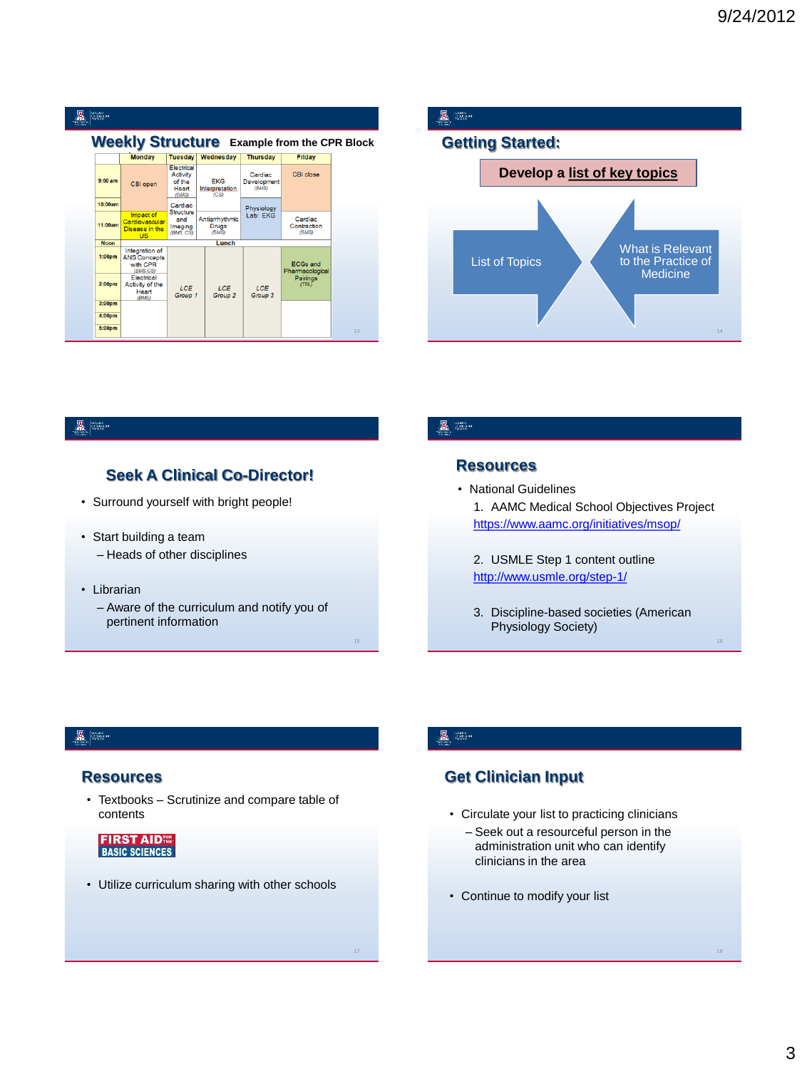## Weekly Structure Example from the CPR Block

| | Monday | Tuesday | Wednesday | Thursday | Friday |
|---|---|---|---|---|---|
| 9:00 am | CBI open | Electrical Activity of the Heart (BMS) | EKG Interpretation (CS) | Cardiac Development (BMS) | CBI close |
| 10:00am | | Cardiac Structure and Imaging (BMS, CS) | | Physiology Lab: EKG | |
| 11:00am | Impact of Cardiovascular Disease in the US | | Antiarrhythmic Drugs (BMS) | | Cardiac Contraction (BMS) |
| Noon | Lunch | | | | |
| 1:00pm | Integration of ANS Concepts with CPR (BMS, CS) | | | | ECGs and Pharmacological Pairings (TBL) |
| 2:00pm | Electrical Activity of the Heart (BMS) | LCE Group 1 | LCE Group 2 | LCE Group 3 | |
| 3:00pm | | | | | |
| 4:00pm | | | | | |
| 5:00pm | | | | | |

## Getting Started:

**Develop a list of key topics**

List of Topics → What is Relevant to the Practice of Medicine

## Seek A Clinical Co-Director!

- Surround yourself with bright people!
- Start building a team
  - Heads of other disciplines
- Librarian
  - Aware of the curriculum and notify you of pertinent information

## Resources

- National Guidelines
  1. AAMC Medical School Objectives Project https://www.aamc.org/initiatives/msop/
  2. USMLE Step 1 content outline http://www.usmle.org/step-1/
  3. Discipline-based societies (American Physiology Society)

## Resources

- Textbooks – Scrutinize and compare table of contents

FIRST AID FOR THE BASIC SCIENCES

- Utilize curriculum sharing with other schools

## Get Clinician Input

- Circulate your list to practicing clinicians
  - Seek out a resourceful person in the administration unit who can identify clinicians in the area
- Continue to modify your list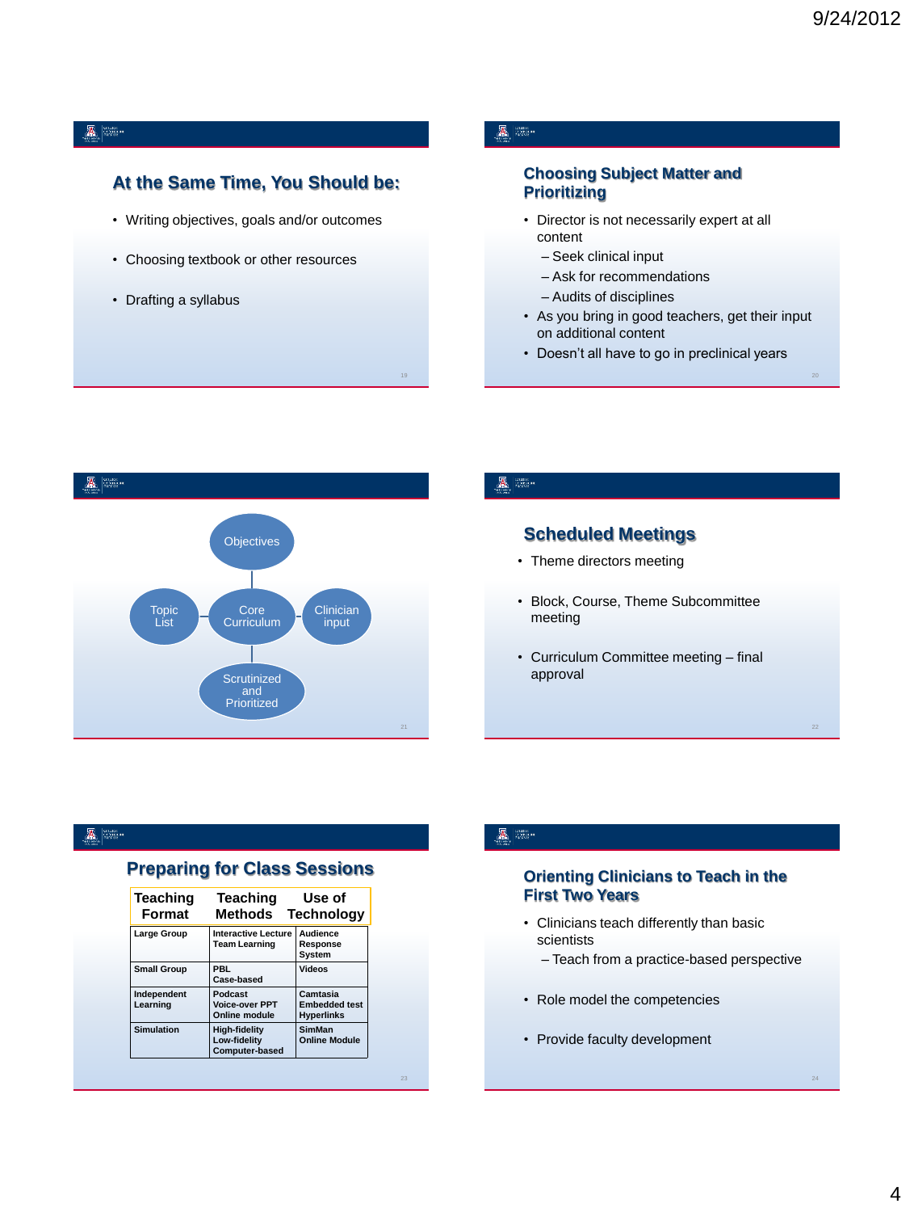## At the Same Time, You Should be:

- Writing objectives, goals and/or outcomes
- Choosing textbook or other resources
- Drafting a syllabus

## Choosing Subject Matter and Prioritizing

- Director is not necessarily expert at all content
  - – Seek clinical input
  - – Ask for recommendations
  - – Audits of disciplines
- As you bring in good teachers, get their input on additional content
- Doesn't all have to go in preclinical years

Objectives

Topic List — Core Curriculum — Clinician input

Scrutinized and Prioritized

## Scheduled Meetings

- Theme directors meeting
- Block, Course, Theme Subcommittee meeting
- Curriculum Committee meeting – final approval

## Preparing for Class Sessions

| Teaching Format | Teaching Methods | Use of Technology |
|---|---|---|
| Large Group | Interactive Lecture<br>Team Learning | Audience Response System |
| Small Group | PBL<br>Case-based | Videos |
| Independent Learning | Podcast<br>Voice-over PPT<br>Online module | Camtasia<br>Embedded test<br>Hyperlinks |
| Simulation | High-fidelity<br>Low-fidelity<br>Computer-based | SimMan<br>Online Module |

## Orienting Clinicians to Teach in the First Two Years

- Clinicians teach differently than basic scientists
  - – Teach from a practice-based perspective
- Role model the competencies
- Provide faculty development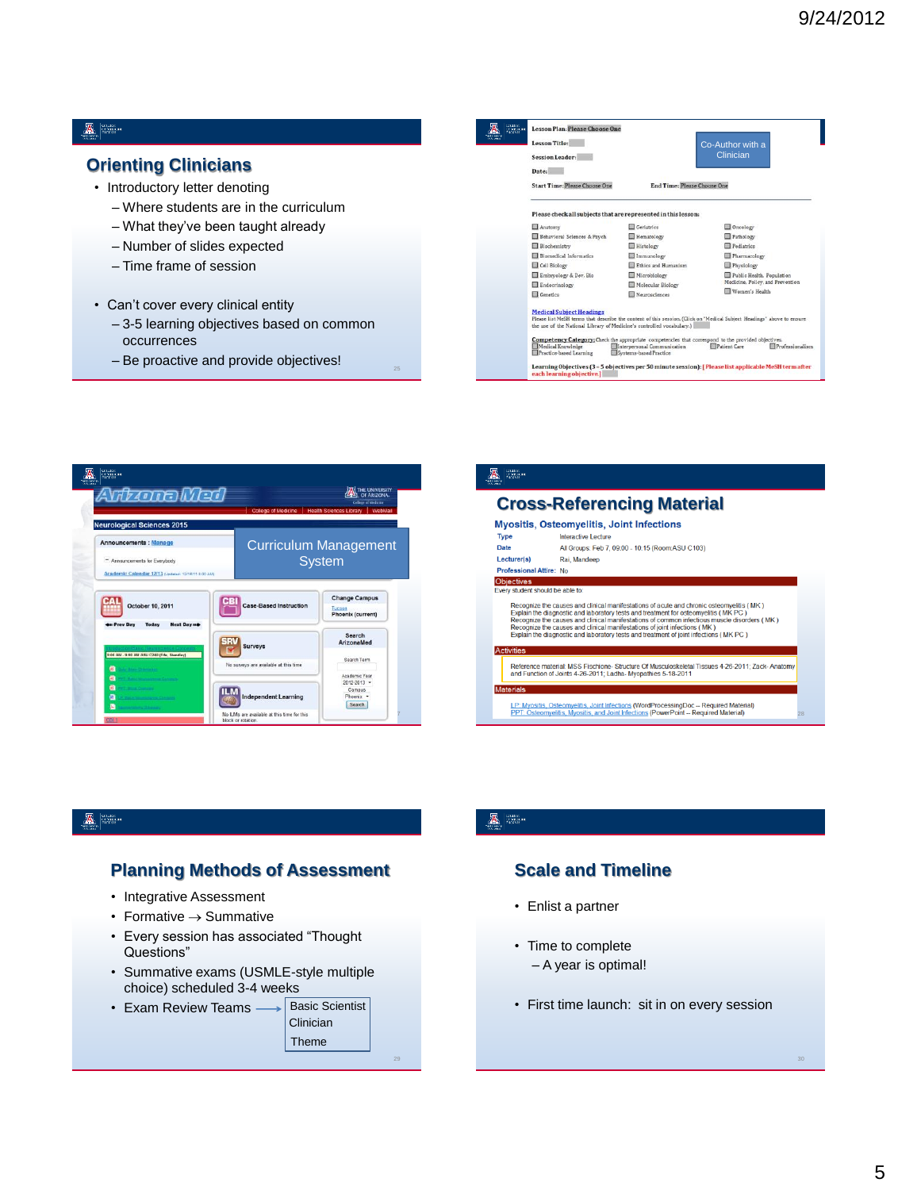## Orienting Clinicians

- Introductory letter denoting
  - Where students are in the curriculum
  - What they've been taught already
  - Number of slides expected
  - Time frame of session
- Can't cover every clinical entity
  - 3-5 learning objectives based on common occurrences
  - Be proactive and provide objectives!

---

Lesson Plan: Please Choose One

Lesson Title:

Session Leader:

Date:

Start Time: Please Choose One    End Time: Please Choose One

Co-Author with a Clinician

Please check all subjects that are represented in this lesson:

- Anatomy
- Behavioral Sciences & Psych
- Biochemistry
- Biomedical Informatics
- Cell Biology
- Embryology & Dev. Bio
- Endocrinology
- Genetics
- Geriatrics
- Hematology
- Histology
- Immunology
- Ethics and Humanism
- Microbiology
- Molecular Biology
- Neurosciences
- Oncology
- Pathology
- Pediatrics
- Pharmacology
- Physiology
- Public Health, Population Medicine, Policy, and Prevention
- Women's Health

Medical Subject Headings

Please list MeSH terms that describe the content of this session. (Click on "Medical Subject Headings" above to ensure the use of the National Library of Medicine's controlled vocabulary.)

Competency Category: Check the appropriate competencies that correspond to the provided objectives.

- Medical Knowledge
- Practice-based Learning
- Interpersonal Communication
- Systems-based Practice
- Patient Care
- Professionalism

Learning Objectives (3 - 5 objectives per 50 minute session): [Please list applicable MeSH terms after each learning objective]

---

Arizona Med

Neurological Sciences 2015

Curriculum Management System

---

## Cross-Referencing Material

**Myositis, Osteomyelitis, Joint Infections**

| | |
|---|---|
| Type | Interactive Lecture |
| Date | All Groups: Feb 7, 09:00 - 10:15 (Room:ASU C103) |
| Lecturer(s) | Rai, Mandeep |
| Professional Attire: | No |

**Objectives**

Every student should be able to:

- Recognize the causes and clinical manifestations of acute and chronic osteomyelitis ( MK )
- Explain the diagnostic and laboratory tests and treatment for osteomyelitis ( MK PC )
- Recognize the causes and clinical manifestations of common infectious muscle disorders ( MK )
- Recognize the causes and clinical manifestations of joint infections ( MK )
- Explain the diagnostic and laboratory tests and treatment of joint infections ( MK PC )

**Activities**

Reference material: MSS Fischione- Structure Of Musculoskeletal Tissues 4-26-2011; Zack- Anatomy and Function of Joints 4-26-2011; Ladha- Myopathies 5-18-2011

**Materials**

- LP: Myositis, Osteomyelitis, Joint Infections (WordProcessingDoc -- Required Material)
- PPT: Osteomyelitis, Myositis, and Joint Infections (PowerPoint -- Required Material)

---

## Planning Methods of Assessment

- Integrative Assessment
- Formative → Summative
- Every session has associated "Thought Questions"
- Summative exams (USMLE-style multiple choice) scheduled 3-4 weeks
- Exam Review Teams → Basic Scientist, Clinician, Theme

---

## Scale and Timeline

- Enlist a partner
- Time to complete
  - A year is optimal!
- First time launch: sit in on every session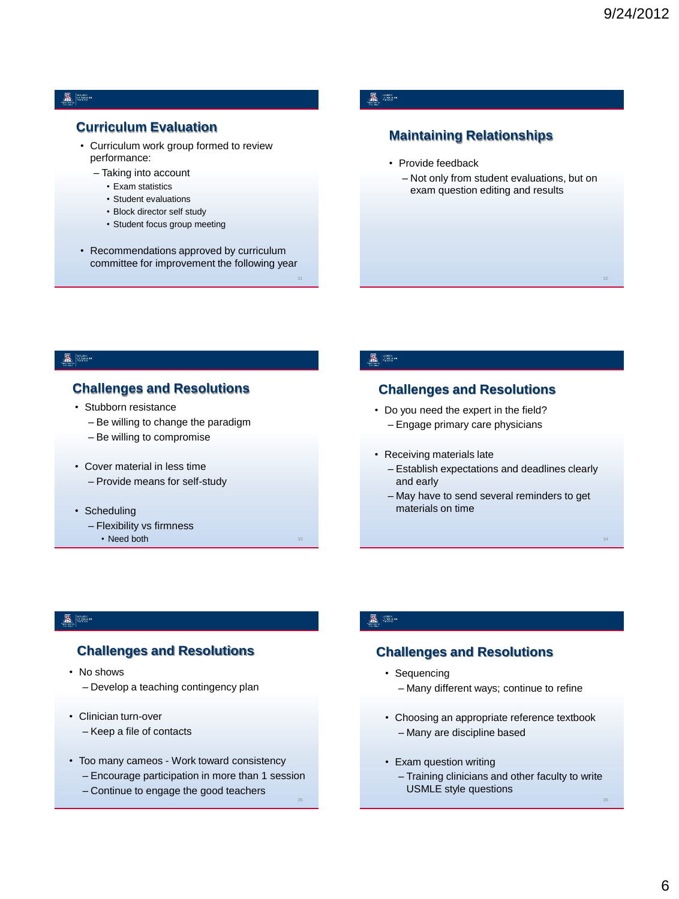## Curriculum Evaluation

- Curriculum work group formed to review performance:
  - Taking into account
    - Exam statistics
    - Student evaluations
    - Block director self study
    - Student focus group meeting
- Recommendations approved by curriculum committee for improvement the following year

## Maintaining Relationships

- Provide feedback
  - Not only from student evaluations, but on exam question editing and results

## Challenges and Resolutions

- Stubborn resistance
  - Be willing to change the paradigm
  - Be willing to compromise
- Cover material in less time
  - Provide means for self-study
- Scheduling
  - Flexibility vs firmness
    - Need both

## Challenges and Resolutions

- Do you need the expert in the field?
  - Engage primary care physicians
- Receiving materials late
  - Establish expectations and deadlines clearly and early
  - May have to send several reminders to get materials on time

## Challenges and Resolutions

- No shows
  - Develop a teaching contingency plan
- Clinician turn-over
  - Keep a file of contacts
- Too many cameos - Work toward consistency
  - Encourage participation in more than 1 session
  - Continue to engage the good teachers

## Challenges and Resolutions

- Sequencing
  - Many different ways; continue to refine
- Choosing an appropriate reference textbook
  - Many are discipline based
- Exam question writing
  - Training clinicians and other faculty to write USMLE style questions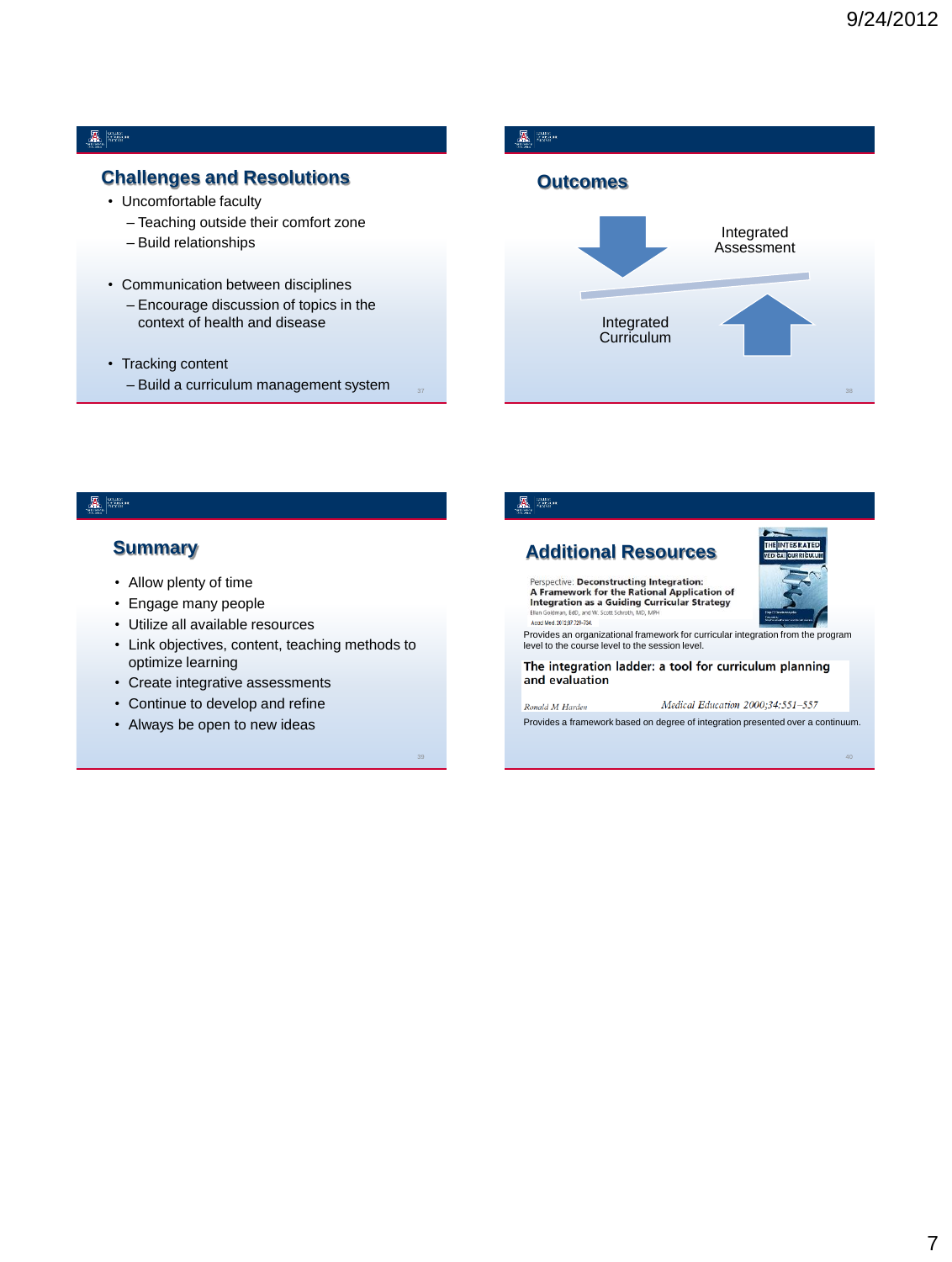## Challenges and Resolutions

- Uncomfortable faculty
  - Teaching outside their comfort zone
  - Build relationships
- Communication between disciplines
  - Encourage discussion of topics in the context of health and disease
- Tracking content
  - Build a curriculum management system

## Outcomes

Integrated Assessment

Integrated Curriculum

## Summary

- Allow plenty of time
- Engage many people
- Utilize all available resources
- Link objectives, content, teaching methods to optimize learning
- Create integrative assessments
- Continue to develop and refine
- Always be open to new ideas

## Additional Resources

Perspective: **Deconstructing Integration: A Framework for the Rational Application of Integration as a Guiding Curricular Strategy**
Ellen Goldman, EdD, and W. Scott Schroth, MD, MPH
Acad Med 2012;87:729–734.

Provides an organizational framework for curricular integration from the program level to the course level to the session level.

**The integration ladder: a tool for curriculum planning and evaluation**

*Ronald M Harden* — *Medical Education 2000;34:551–557*

Provides a framework based on degree of integration presented over a continuum.